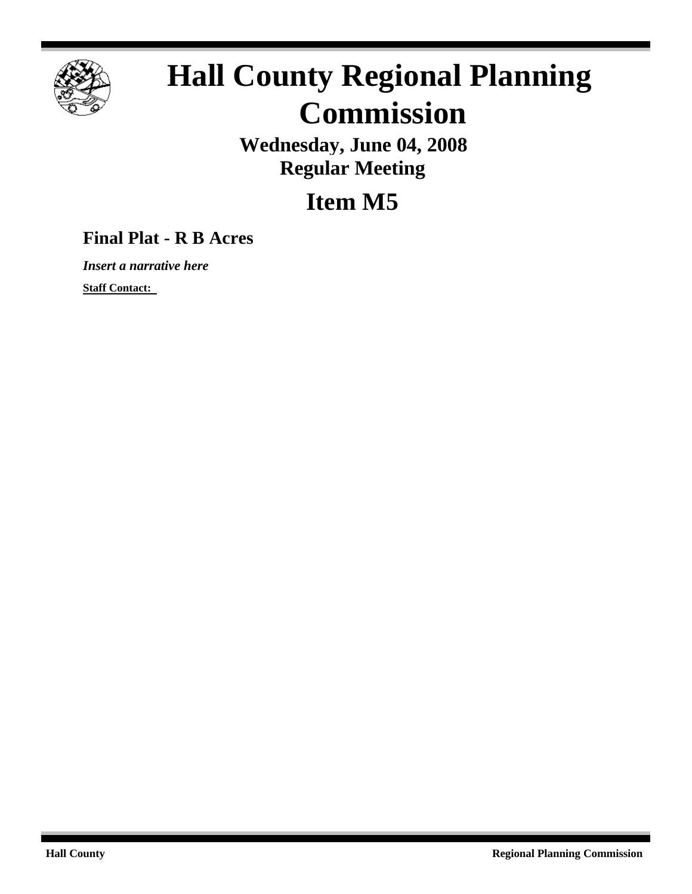# Hall County Regional Planning Commission

**Wednesday, June 04, 2008**
**Regular Meeting**

## Item M5

### Final Plat - R B Acres

***Insert a narrative here***

**Staff Contact:**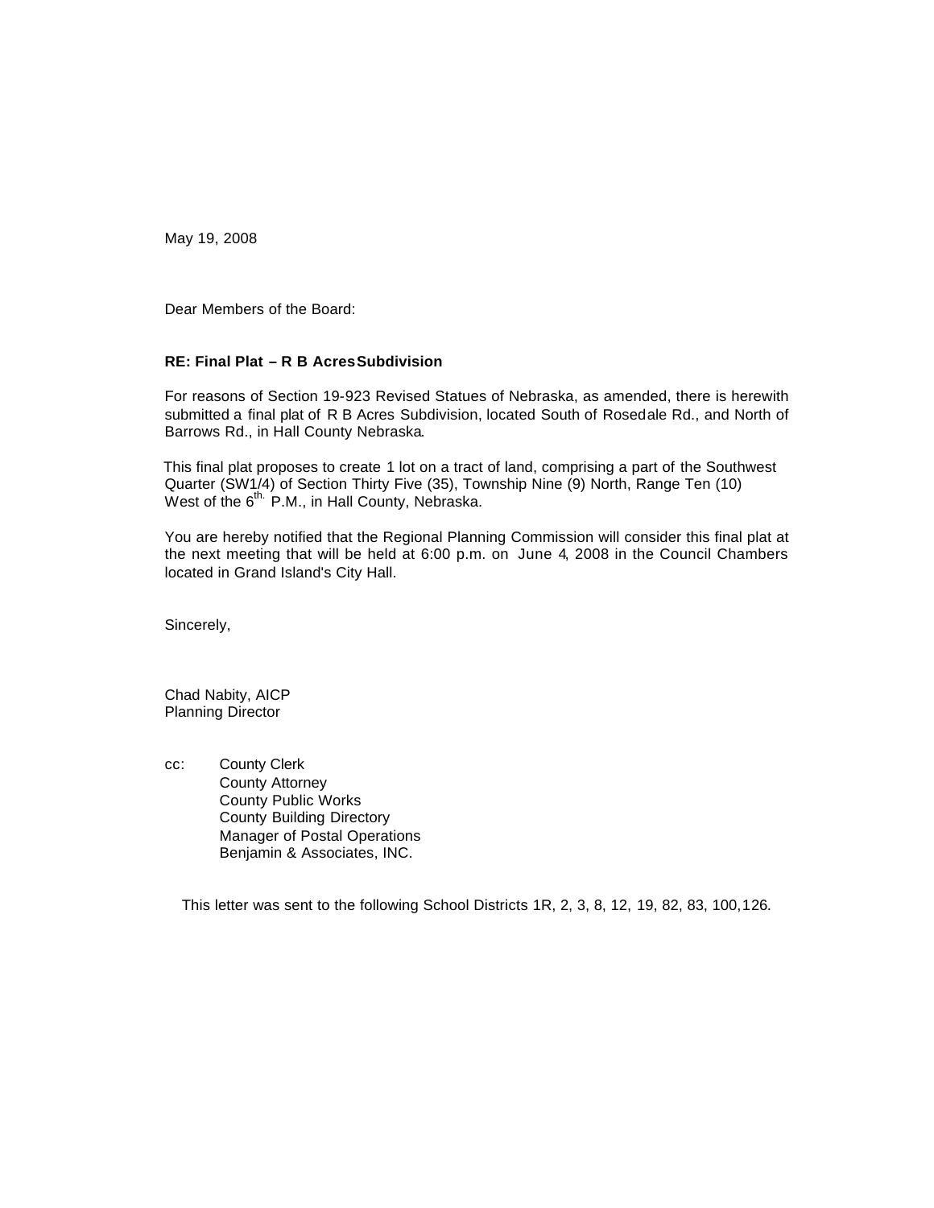May 19, 2008

Dear Members of the Board:

**RE: Final Plat – R B Acres Subdivision**

For reasons of Section 19-923 Revised Statues of Nebraska, as amended, there is herewith submitted a final plat of R B Acres Subdivision, located South of Rosedale Rd., and North of Barrows Rd., in Hall County Nebraska.

This final plat proposes to create 1 lot on a tract of land, comprising a part of the Southwest Quarter (SW1/4) of Section Thirty Five (35), Township Nine (9) North, Range Ten (10) West of the 6th. P.M., in Hall County, Nebraska.

You are hereby notified that the Regional Planning Commission will consider this final plat at the next meeting that will be held at 6:00 p.m. on June 4, 2008 in the Council Chambers located in Grand Island's City Hall.

Sincerely,

Chad Nabity, AICP
Planning Director

cc: County Clerk
County Attorney
County Public Works
County Building Directory
Manager of Postal Operations
Benjamin & Associates, INC.

This letter was sent to the following School Districts 1R, 2, 3, 8, 12, 19, 82, 83, 100, 126.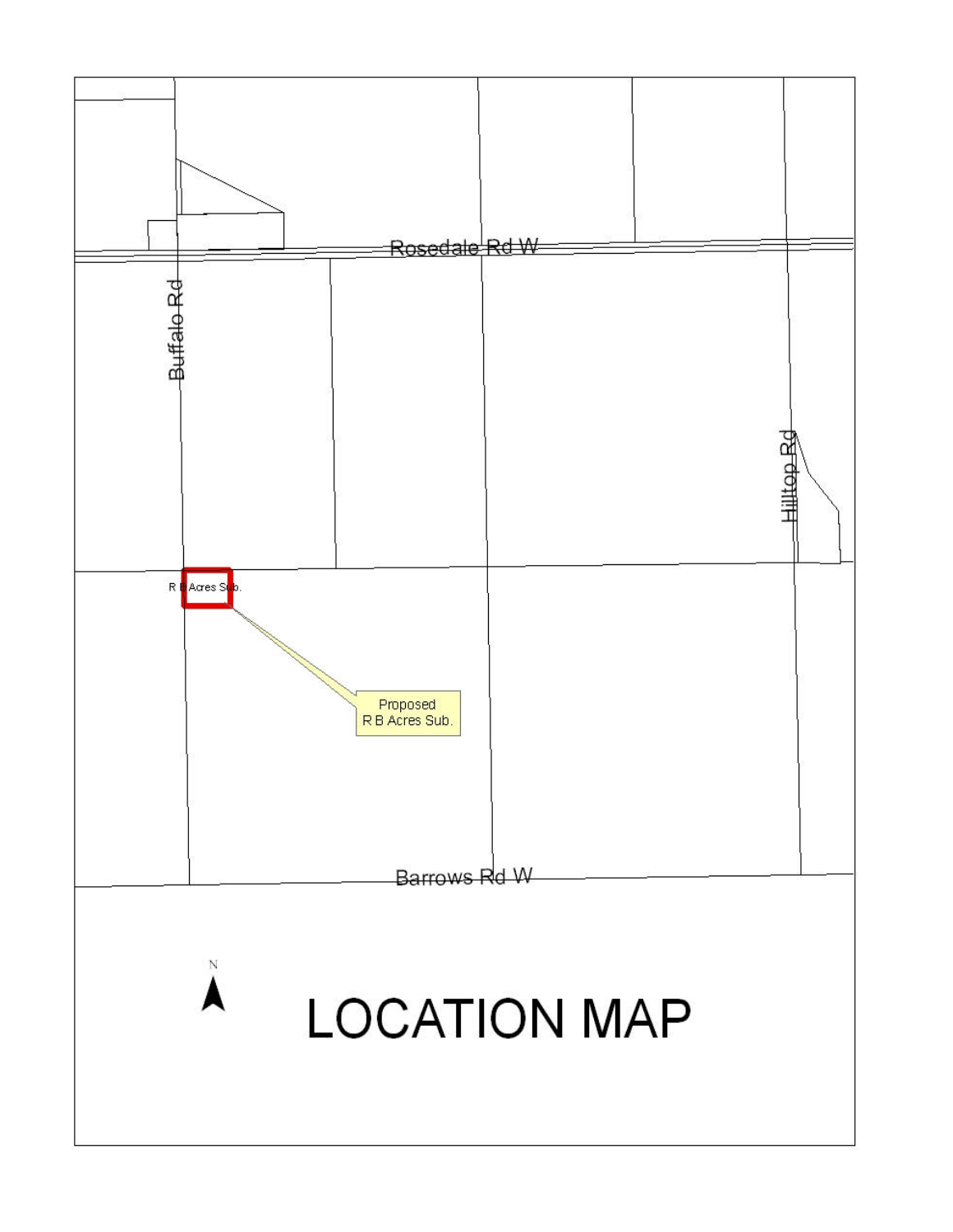Rosedale Rd W

Buffalo Rd

Hilltop Rd

R B Acres Sub.

Proposed
R B Acres Sub.

Barrows Rd W

N

# LOCATION MAP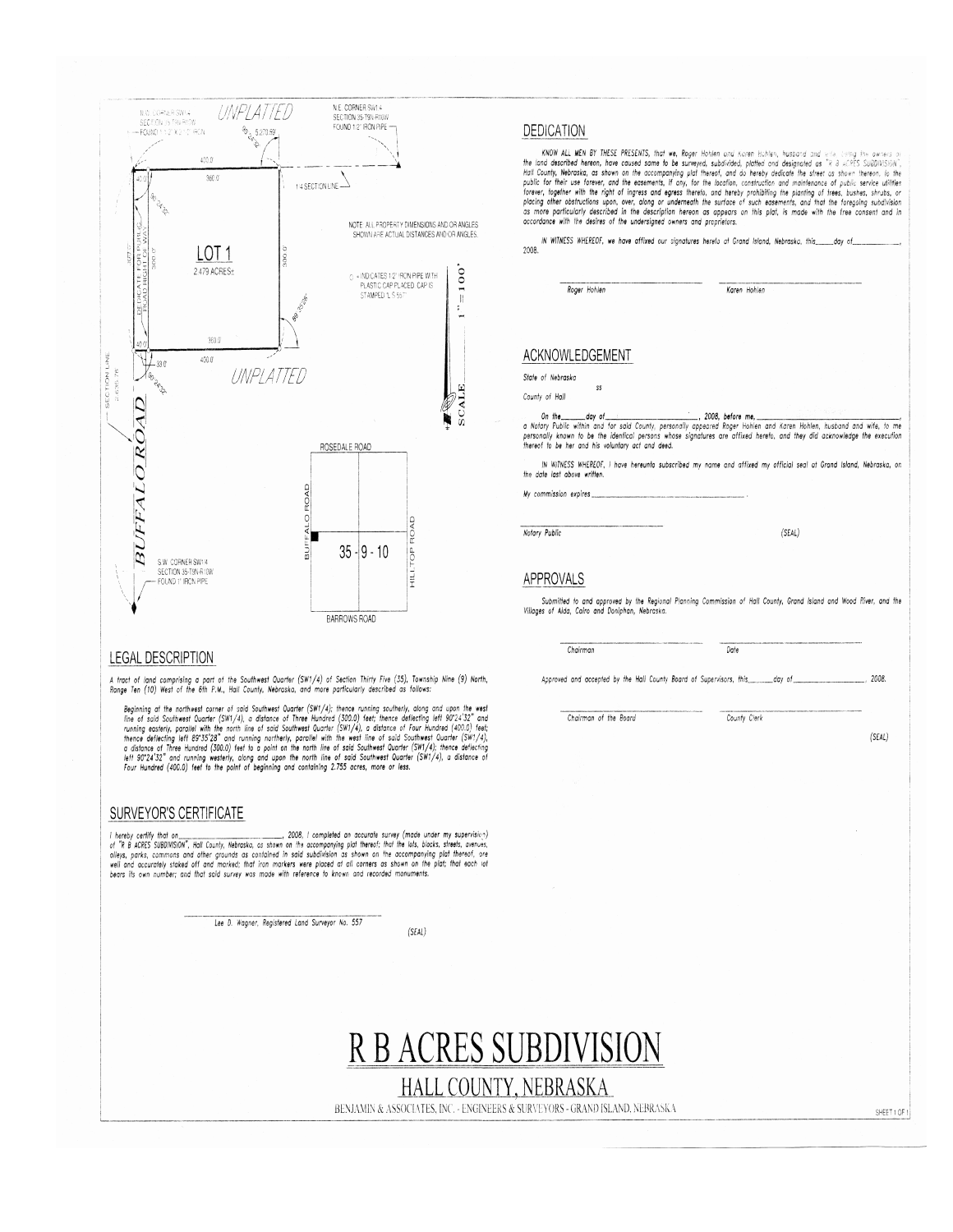UNPLATTED

N.W. CORNER SW1/4
SECTION 35-T9N-R10W
FOUND 1 1/2" X 2 1/2" IRON

N.E. CORNER SW1/4
SECTION 35-T9N-R10W
FOUND 1/2" IRON PIPE

1/4 SECTION LINE

NOTE: ALL PROPERTY DIMENSIONS AND/OR ANGLES SHOWN ARE ACTUAL DISTANCES AND/OR ANGLES.

LOT 1

2.479 ACRES±

DEDICATED FOR PUBLIC ROAD RIGHT OF WAY

O = INDICATES 1/2" IRON PIPE WITH PLASTIC CAP PLACED. CAP IS STAMPED "L.S.557"

SCALE 1" = 100'

UNPLATTED

BUFFALO ROAD

SECTION LINE

S.W. CORNER SW1/4
SECTION 35-T9N-R10W
FOUND 1" IRON PIPE

ROSEDALE ROAD

BUFFALO ROAD

35 - 9 - 10

HILLTOP ROAD

BARROWS ROAD

## LEGAL DESCRIPTION

*A tract of land comprising a part of the Southwest Quarter (SW1/4) of Section Thirty Five (35), Township Nine (9) North, Range Ten (10) West of the 6th P.M., Hall County, Nebraska, and more particularly described as follows:*

*Beginning at the northwest corner of said Southwest Quarter (SW1/4); thence running southerly, along and upon the west line of said Southwest Quarter (SW1/4), a distance of Three Hundred (300.0) feet; thence deflecting left 90°24'32" and running easterly, parallel with the north line of said Southwest Quarter (SW1/4), a distance of Four Hundred (400.0) feet; thence deflecting left 89°35'28" and running northerly, parallel with the west line of said Southwest Quarter (SW1/4), a distance of Three Hundred (300.0) feet to a point on the north line of said Southwest Quarter (SW1/4); thence deflecting left 90°24'32" and running westerly, along and upon the north line of said Southwest Quarter (SW1/4), a distance of Four Hundred (400.0) feet to the point of beginning and containing 2.755 acres, more or less.*

## SURVEYOR'S CERTIFICATE

*I hereby certify that on\_\_\_\_\_\_\_\_\_\_\_\_\_\_\_\_\_\_\_\_\_\_, 2008, I completed an accurate survey (made under my supervision) of "R B ACRES SUBDIVISION", Hall County, Nebraska, as shown on the accompanying plat thereof; that the lots, blocks, streets, avenues, alleys, parks, commons and other grounds as contained in said subdivision as shown on the accompanying plat thereof, are well and accurately staked off and marked; that iron markers were placed at all corners as shown on the plat; that each lot bears its own number; and that said survey was made with reference to known and recorded monuments.*

\_\_\_\_\_\_\_\_\_\_\_\_\_\_\_\_\_\_\_\_\_\_\_\_\_\_\_\_\_\_\_\_\_\_\_\_\_\_\_\_

Lee D. Wagner, Registered Land Surveyor No. 557

(SEAL)

## DEDICATION

*KNOW ALL MEN BY THESE PRESENTS, that we, Roger Hohlen and Karen Hohlen, husband and wife, being the owners of the land described hereon, have caused same to be surveyed, subdivided, platted and designated as "R B ACRES SUBDIVISION", Hall County, Nebraska, as shown on the accompanying plat thereof, and do hereby dedicate the street as shown thereon, to the public for their use forever, and the easements, if any, for the location, construction and maintenance of public service utilities forever, together with the right of ingress and egress thereto, and hereby prohibiting the planting of trees, bushes, shrubs, or placing other obstructions upon, over, along or underneath the surface of such easements, and that the foregoing subdivision as more particularly described in the description hereon as appears on this plat, is made with the free consent and in accordance with the desires of the undersigned owners and proprietors.*

*IN WITNESS WHEREOF, we have affixed our signatures hereto at Grand Island, Nebraska, this\_\_\_\_\_day of\_\_\_\_\_\_\_\_\_\_\_\_, 2008.*

\_\_\_\_\_\_\_\_\_\_\_\_\_\_\_\_\_\_\_\_\_\_\_\_ Roger Hohlen

\_\_\_\_\_\_\_\_\_\_\_\_\_\_\_\_\_\_\_\_\_\_\_\_ Karen Hohlen

## ACKNOWLEDGEMENT

*State of Nebraska*
*ss*
*County of Hall*

*On the\_\_\_\_\_\_day of\_\_\_\_\_\_\_\_\_\_\_\_\_\_\_\_\_\_\_\_\_, 2008, before me,\_\_\_\_\_\_\_\_\_\_\_\_\_\_\_\_\_\_\_\_\_\_\_\_\_\_\_\_\_\_\_\_, a Notary Public within and for said County, personally appeared Roger Hohlen and Karen Hohlen, husband and wife, to me personally known to be the identical persons whose signatures are affixed hereto, and they did acknowledge the execution thereof to be her and his voluntary act and deed.*

*IN WITNESS WHEREOF, I have hereunto subscribed my name and affixed my official seal at Grand Island, Nebraska, on the date last above written.*

*My commission expires\_\_\_\_\_\_\_\_\_\_\_\_\_\_\_\_\_\_\_\_\_\_\_\_\_\_\_\_\_\_.*

\_\_\_\_\_\_\_\_\_\_\_\_\_\_\_\_\_\_\_\_\_\_\_\_ Notary Public

(SEAL)

## APPROVALS

*Submitted to and approved by the Regional Planning Commission of Hall County, Grand Island and Wood River, and the Villages of Alda, Cairo and Doniphan, Nebraska.*

\_\_\_\_\_\_\_\_\_\_\_\_\_\_\_\_\_\_\_\_\_\_\_\_ Chairman

\_\_\_\_\_\_\_\_\_\_\_\_\_\_\_\_\_\_\_\_\_\_\_\_ Date

*Approved and accepted by the Hall County Board of Supervisors, this\_\_\_\_\_\_day of\_\_\_\_\_\_\_\_\_\_\_\_\_\_\_\_\_\_\_\_, 2008.*

\_\_\_\_\_\_\_\_\_\_\_\_\_\_\_\_\_\_\_\_\_\_\_\_ Chairman of the Board

\_\_\_\_\_\_\_\_\_\_\_\_\_\_\_\_\_\_\_\_\_\_\_\_ County Clerk

(SEAL)

# R B ACRES SUBDIVISION

## HALL COUNTY, NEBRASKA

BENJAMIN & ASSOCIATES, INC. - ENGINEERS & SURVEYORS - GRAND ISLAND, NEBRASKA